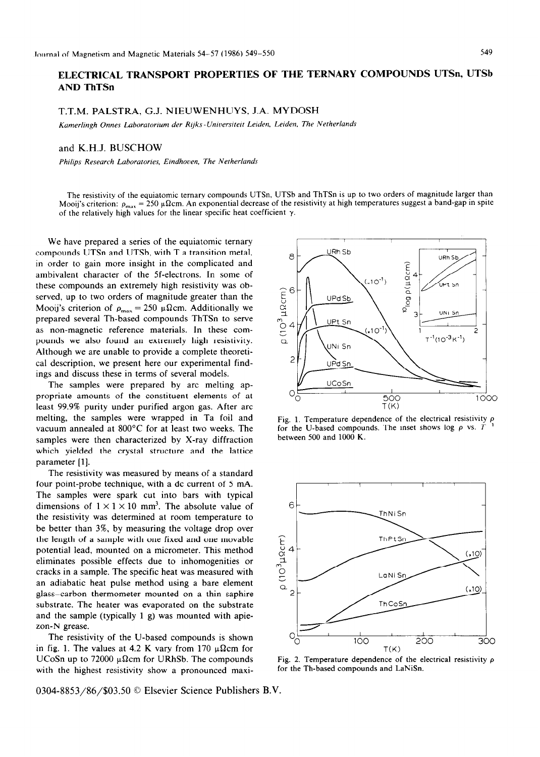# ELECTRICAL TRANSPORT PROPERTIES OF THE TERNARY COMPOUNDS UTSn, UTSb AND ThTSn

T.T.M. PALSTRA, G.J. NIEUWENHUYS, J.A. MYDOSH

*Kamerlingh Onnes Laboratorium der Rijks-Universiteit Leiden, Leiden, The Netherlands*

and K.H.J. BUSCHOW

*Philips Research Laboratories, Eindhoven, The Netherlands*

The resistivity of the equiatomic ternary compounds UTSn, UTSb and ThTSn is up to two orders of magnitude larger than Mooij's criterion: $\rho_{max} = 250$ μΩcm. An exponential decrease of the resistivity at high temperatures suggest a band-gap in spite of the relatively high values for the linear specific heat coefficient $\gamma$.

We have prepared a series of the equiatomic ternary compounds UTSn and UTSb, with T a transition metal, in order to gain more insight in the complicated and ambivalent character of the 5f-electrons. In some of these compounds an extremely high resistivity was observed, up to two orders of magnitude greater than the Mooij's criterion of $\rho_{max} = 250$ μΩcm. Additionally we prepared several Th-based compounds ThTSn to serve as non-magnetic reference materials. In these compounds we also found an extremely high resistivity. Although we are unable to provide a complete theoretical description, we present here our experimental findings and discuss these in terms of several models.

The samples were prepared by arc melting appropriate amounts of the constituent elements of at least 99.9% purity under purified argon gas. After arc melting, the samples were wrapped in Ta foil and vacuum annealed at 800°C for at least two weeks. The samples were then characterized by X-ray diffraction which yielded the crystal structure and the lattice parameter [1].

The resistivity was measured by means of a standard four point-probe technique, with a dc current of 5 mA. The samples were spark cut into bars with typical dimensions of $1 \times 1 \times 10$ mm$^3$. The absolute value of the resistivity was determined at room temperature to be better than 3%, by measuring the voltage drop over the length of a sample with one fixed and one movable potential lead, mounted on a micrometer. This method eliminates possible effects due to inhomogenities or cracks in a sample. The specific heat was measured with an adiabatic heat pulse method using a bare element glass–carbon thermometer mounted on a thin saphire substrate. The heater was evaporated on the substrate and the sample (typically 1 g) was mounted with apiezon-N grease.

The resistivity of the U-based compounds is shown in fig. 1. The values at 4.2 K vary from 170 μΩcm for UCoSn up to 72000 μΩcm for URhSb. The compounds with the highest resistivity show a pronounced maxi-

Fig. 1. Temperature dependence of the electrical resistivity $\rho$ for the U-based compounds. The inset shows log $\rho$ vs. $T^{-1}$ between 500 and 1000 K.

Fig. 2. Temperature dependence of the electrical resistivity $\rho$ for the Th-based compounds and LaNiSn.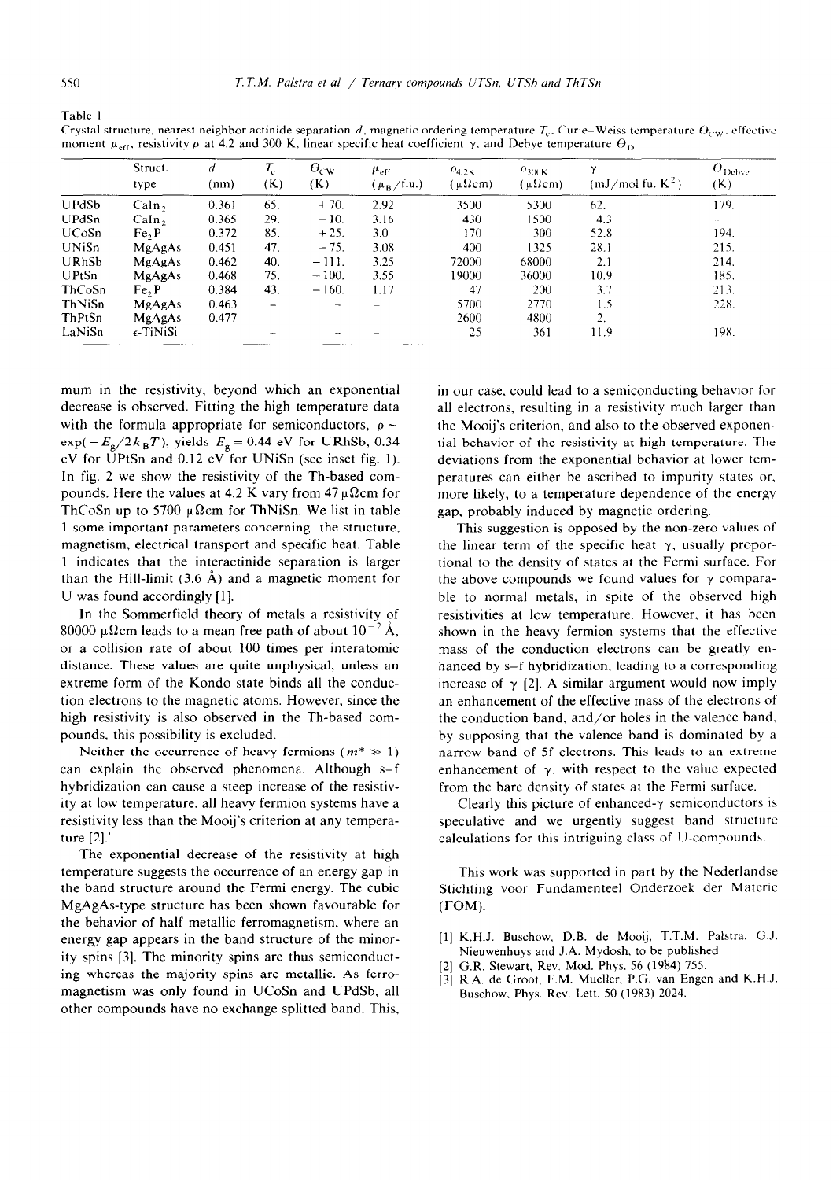Table 1

Crystal structure, nearest neighbor actinide separation $d$, magnetic ordering temperature $T_c$, Curie–Weiss temperature $\Theta_{CW}$, effective moment $\mu_{eff}$, resistivity $\rho$ at 4.2 and 300 K, linear specific heat coefficient $\gamma$, and Debye temperature $\Theta_D$

| | Struct. type | $d$ (nm) | $T_c$ (K) | $\Theta_{CW}$ (K) | $\mu_{eff}$ ($\mu_B$/f.u.) | $\rho_{4.2K}$ ($\mu\Omega$cm) | $\rho_{300K}$ ($\mu\Omega$cm) | $\gamma$ (mJ/mol fu. $K^2$) | $\Theta_{Debye}$ (K) |
|---|---|---|---|---|---|---|---|---|---|
| UPdSb | $CaIn_2$ | 0.361 | 65. | +70. | 2.92 | 3500 | 5300 | 62. | 179. |
| UPdSn | $CaIn_2$ | 0.365 | 29. | −10. | 3.16 | 430 | 1500 | 4.3 | |
| UCoSn | $Fe_2P$ | 0.372 | 85. | +25. | 3.0 | 170 | 300 | 52.8 | 194. |
| UNiSn | MgAgAs | 0.451 | 47. | −75. | 3.08 | 400 | 1325 | 28.1 | 215. |
| URhSb | MgAgAs | 0.462 | 40. | −111. | 3.25 | 72000 | 68000 | 2.1 | 214. |
| UPtSn | MgAgAs | 0.468 | 75. | −100. | 3.55 | 19000 | 36000 | 10.9 | 185. |
| ThCoSn | $Fe_2P$ | 0.384 | 43. | −160. | 1.17 | 47 | 200 | 3.7 | 213. |
| ThNiSn | MgAgAs | 0.463 | – | – | – | 5700 | 2770 | 1.5 | 228. |
| ThPtSn | MgAgAs | 0.477 | – | – | – | 2600 | 4800 | 2. | – |
| LaNiSn | ε-TiNiSi | | – | – | – | 25 | 361 | 11.9 | 198. |

mum in the resistivity, beyond which an exponential decrease is observed. Fitting the high temperature data with the formula appropriate for semiconductors, $\rho \sim \exp(-E_g/2k_BT)$, yields $E_g = 0.44$ eV for URhSb, 0.34 eV for UPtSn and 0.12 eV for UNiSn (see inset fig. 1). In fig. 2 we show the resistivity of the Th-based compounds. Here the values at 4.2 K vary from 47 μΩcm for ThCoSn up to 5700 μΩcm for ThNiSn. We list in table 1 some important parameters concerning the structure, magnetism, electrical transport and specific heat. Table 1 indicates that the interactinide separation is larger than the Hill-limit (3.6 Å) and a magnetic moment for U was found accordingly [1].

In the Sommerfield theory of metals a resistivity of 80000 μΩcm leads to a mean free path of about $10^{-2}$ Å, or a collision rate of about 100 times per interatomic distance. These values are quite unphysical, unless an extreme form of the Kondo state binds all the conduction electrons to the magnetic atoms. However, since the high resistivity is also observed in the Th-based compounds, this possibility is excluded.

Neither the occurrence of heavy fermions ($m^* \gg 1$) can explain the observed phenomena. Although s–f hybridization can cause a steep increase of the resistivity at low temperature, all heavy fermion systems have a resistivity less than the Mooij's criterion at any temperature [2].

The exponential decrease of the resistivity at high temperature suggests the occurrence of an energy gap in the band structure around the Fermi energy. The cubic MgAgAs-type structure has been shown favourable for the behavior of half metallic ferromagnetism, where an energy gap appears in the band structure of the minority spins [3]. The minority spins are thus semiconducting whereas the majority spins are metallic. As ferromagnetism was only found in UCoSn and UPdSb, all other compounds have no exchange splitted band. This, in our case, could lead to a semiconducting behavior for all electrons, resulting in a resistivity much larger than the Mooij's criterion, and also to the observed exponential behavior of the resistivity at high temperature. The deviations from the exponential behavior at lower temperatures can either be ascribed to impurity states or, more likely, to a temperature dependence of the energy gap, probably induced by magnetic ordering.

This suggestion is opposed by the non-zero values of the linear term of the specific heat $\gamma$, usually proportional to the density of states at the Fermi surface. For the above compounds we found values for $\gamma$ comparable to normal metals, in spite of the observed high resistivities at low temperature. However, it has been shown in the heavy fermion systems that the effective mass of the conduction electrons can be greatly enhanced by s–f hybridization, leading to a corresponding increase of $\gamma$ [2]. A similar argument would now imply an enhancement of the effective mass of the electrons of the conduction band, and/or holes in the valence band, by supposing that the valence band is dominated by a narrow band of 5f electrons. This leads to an extreme enhancement of $\gamma$, with respect to the value expected from the bare density of states at the Fermi surface.

Clearly this picture of enhanced-$\gamma$ semiconductors is speculative and we urgently suggest band structure calculations for this intriguing class of U-compounds.

This work was supported in part by the Nederlandse Stichting voor Fundamenteel Onderzoek der Materie (FOM).

[1] K.H.J. Buschow, D.B. de Mooij, T.T.M. Palstra, G.J. Nieuwenhuys and J.A. Mydosh, to be published.
[2] G.R. Stewart, Rev. Mod. Phys. 56 (1984) 755.
[3] R.A. de Groot, F.M. Mueller, P.G. van Engen and K.H.J. Buschow, Phys. Rev. Lett. 50 (1983) 2024.